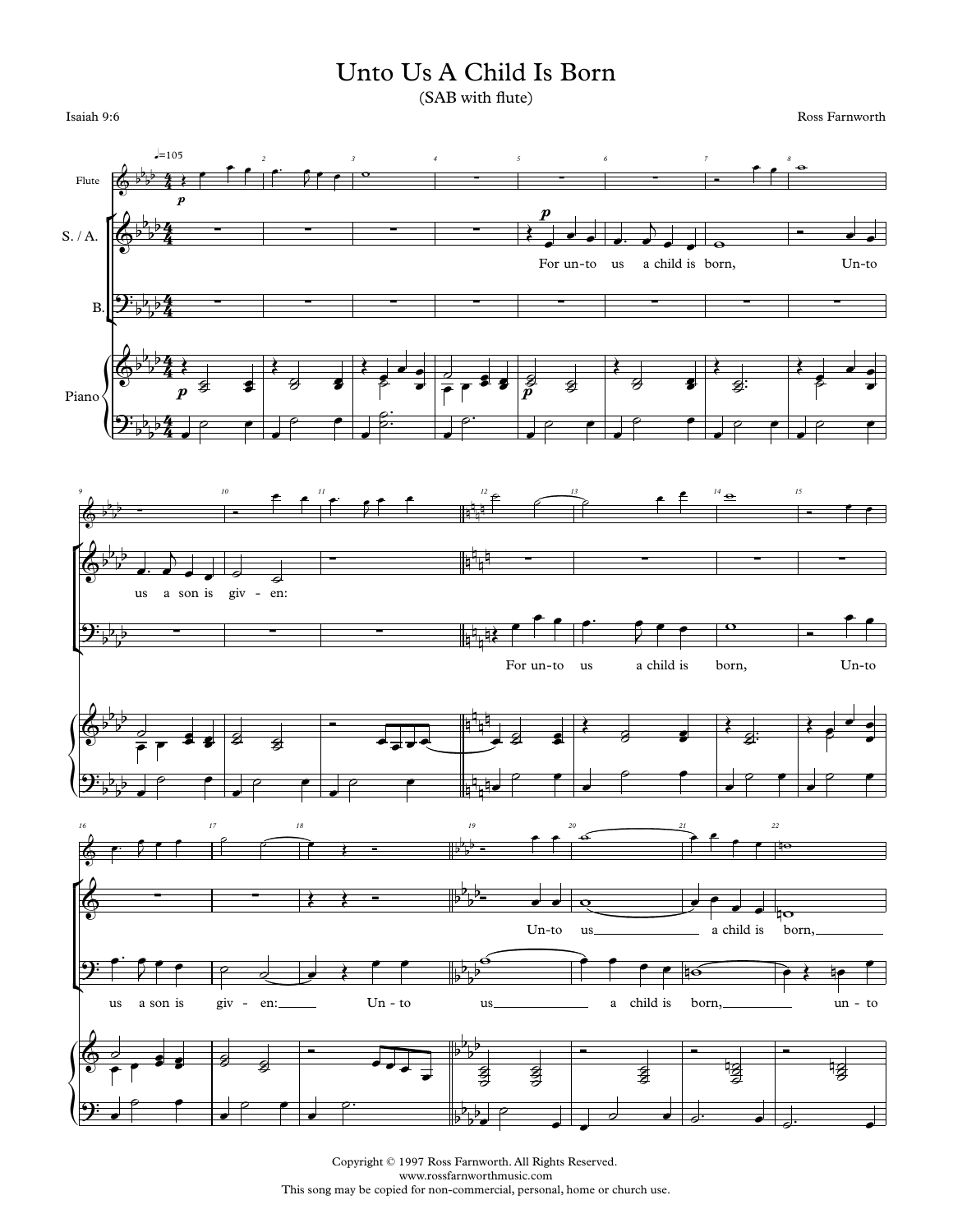# Unto Us A Child Is Born

(SAB with flute)

Isaiah 9:6

Ross Farnworth

Copyright © 1997 Ross Farnworth. All Rights Reserved.
www.rossfarnworthmusic.com
This song may be copied for non-commercial, personal, home or church use.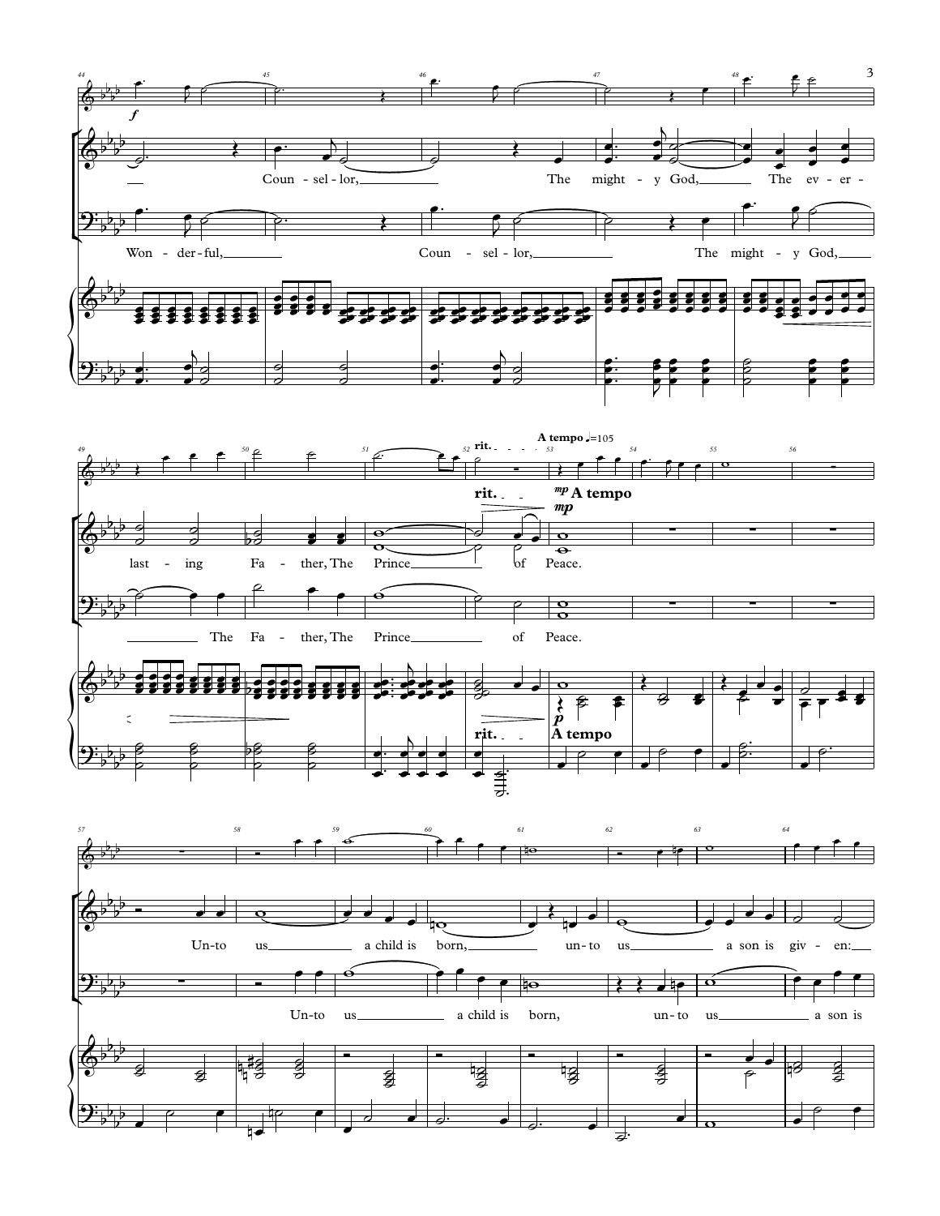A tempo ♩.=105

*f*

Coun - sel - lor, The might - y God, The ev - er - last - ing Fa - ther, The Prince of Peace.

Won - der - ful, Coun - sel - lor, The might - y God, The Fa - ther, The Prince of Peace.

rit. *mp* A tempo

*p* A tempo

Un - to us a child is born, un - to us a son is giv - en:

Un - to us a child is born, un - to us a son is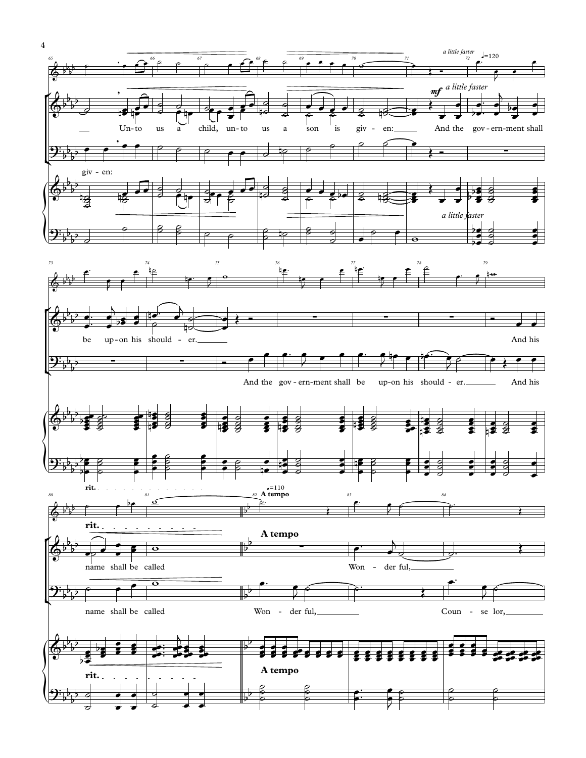*a little faster* ♩=120

*mf* *a little faster*

Un-to us a child, un-to us a son is giv - en: And the gov-ern-ment shall

giv - en:

*a little faster*

be up-on his should - er.

And the gov-ern-ment shall be up-on his should - er. And his

And his

**rit.**

name shall be called

name shall be called

♩=110 **A tempo**

**A tempo**

Won - der ful,

Won - der ful, Coun - se lor,

**A tempo**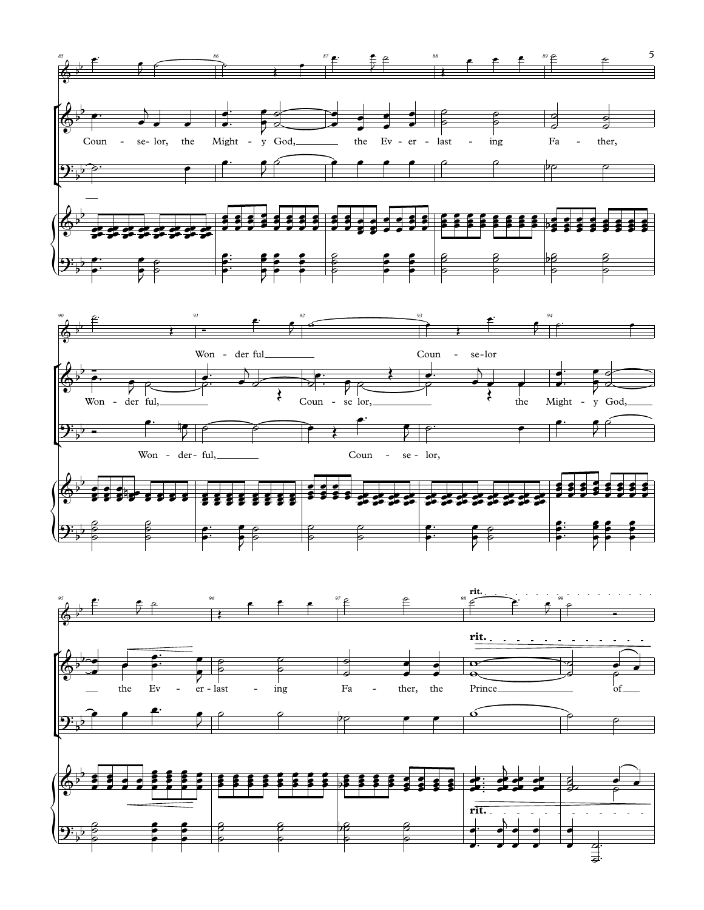Coun - se - lor, the Might - y God, the Ev - er - last - ing Fa - ther,

Won - der ful Coun - se - lor

Won - der ful, Coun - se lor, the Might - y God,

Won - der - ful, Coun - se - lor,

the Ev - er - last - ing Fa - ther, the Prince of

**rit.**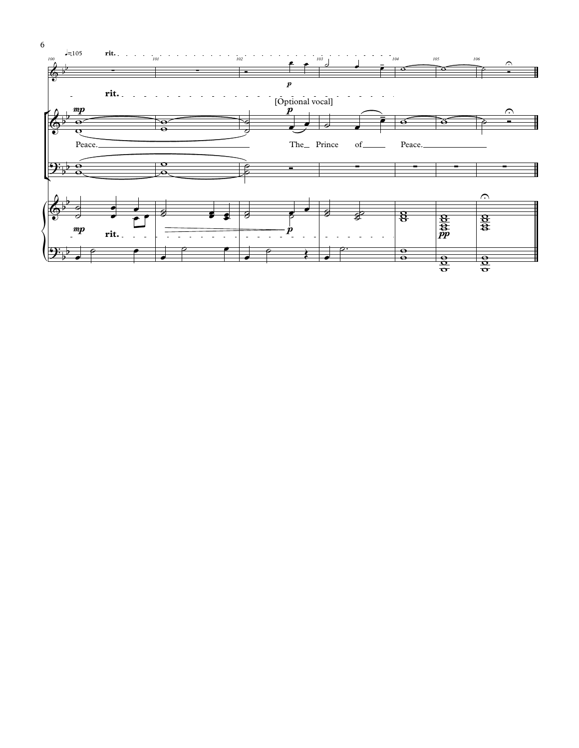♩=105 rit.

rit.

[Optional vocal]

Peace. The Prince of Peace.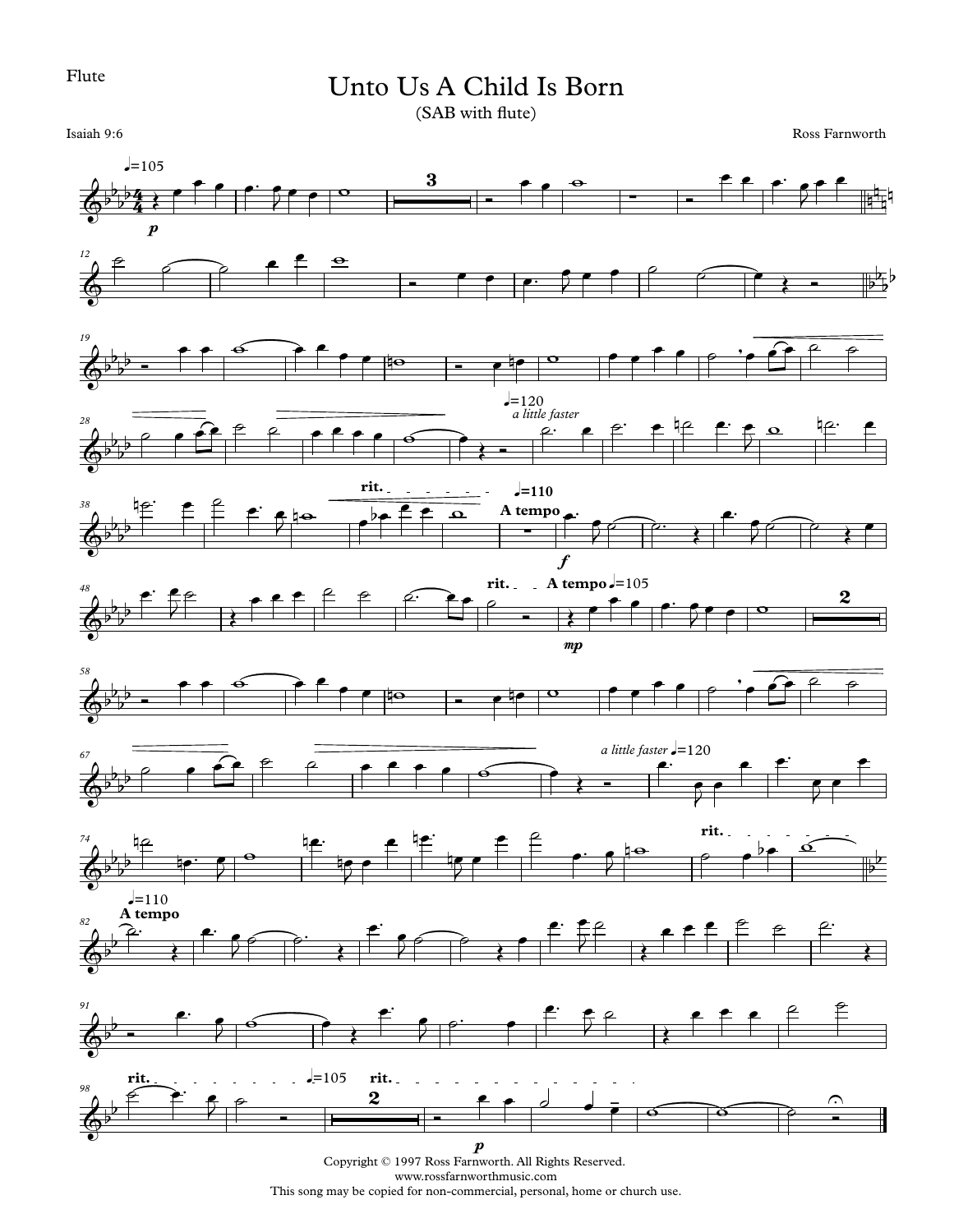Flute

# Unto Us A Child Is Born

(SAB with flute)

Isaiah 9:6

Ross Farnworth

Copyright © 1997 Ross Farnworth. All Rights Reserved.
www.rossfarnworthmusic.com
This song may be copied for non-commercial, personal, home or church use.